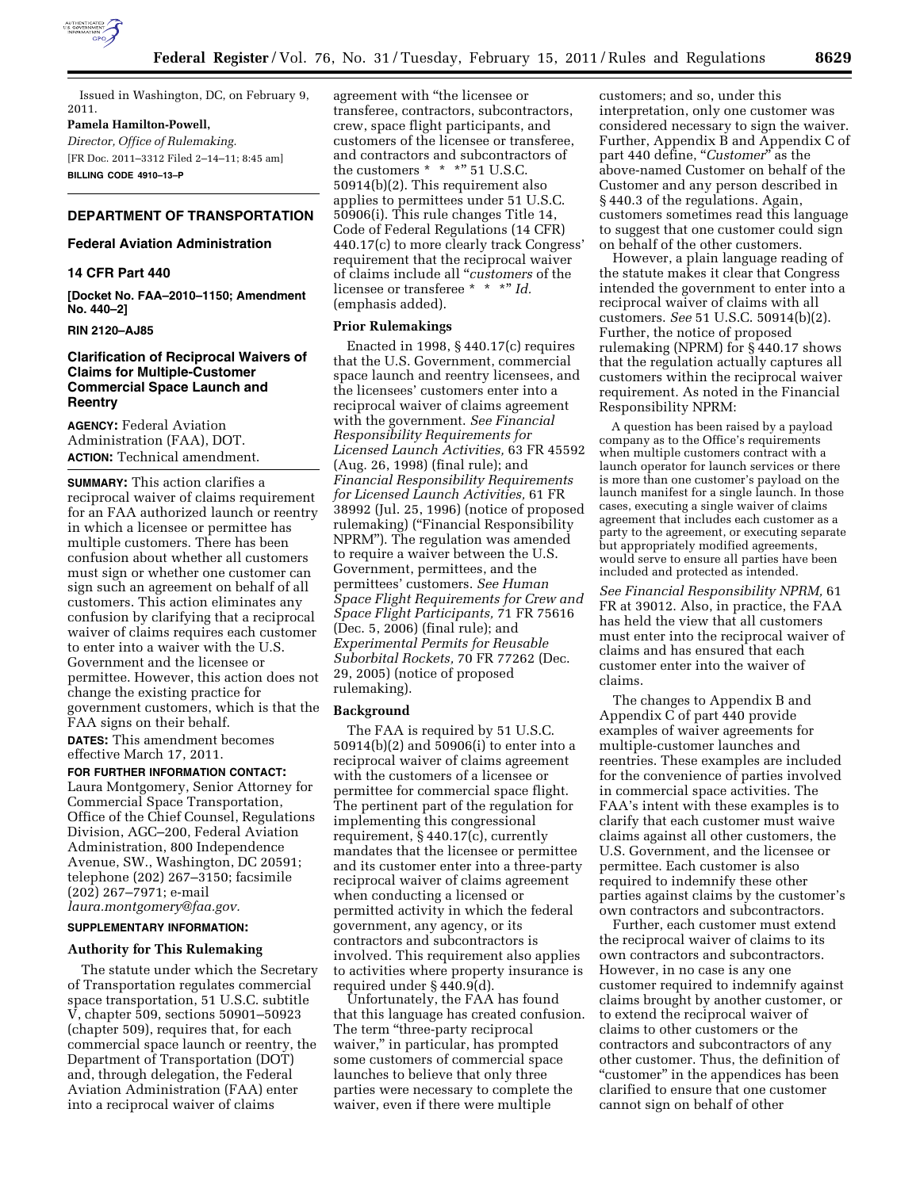Issued in Washington, DC, on February 9, 2011.

**Pamela Hamilton-Powell,**

*Director, Office of Rulemaking.*

[FR Doc. 2011–3312 Filed 2–14–11; 8:45 am]

**BILLING CODE 4910–13–P**

## DEPARTMENT OF TRANSPORTATION

### Federal Aviation Administration

### 14 CFR Part 440

**[Docket No. FAA–2010–1150; Amendment No. 440–2]**

**RIN 2120–AJ85**

### Clarification of Reciprocal Waivers of Claims for Multiple-Customer Commercial Space Launch and Reentry

**AGENCY:** Federal Aviation Administration (FAA), DOT.

**ACTION:** Technical amendment.

**SUMMARY:** This action clarifies a reciprocal waiver of claims requirement for an FAA authorized launch or reentry in which a licensee or permittee has multiple customers. There has been confusion about whether all customers must sign or whether one customer can sign such an agreement on behalf of all customers. This action eliminates any confusion by clarifying that a reciprocal waiver of claims requires each customer to enter into a waiver with the U.S. Government and the licensee or permittee. However, this action does not change the existing practice for government customers, which is that the FAA signs on their behalf.

**DATES:** This amendment becomes effective March 17, 2011.

**FOR FURTHER INFORMATION CONTACT:** Laura Montgomery, Senior Attorney for Commercial Space Transportation, Office of the Chief Counsel, Regulations Division, AGC–200, Federal Aviation Administration, 800 Independence Avenue, SW., Washington, DC 20591; telephone (202) 267–3150; facsimile (202) 267–7971; e-mail *laura.montgomery@faa.gov.*

**SUPPLEMENTARY INFORMATION:**

#### Authority for This Rulemaking

The statute under which the Secretary of Transportation regulates commercial space transportation, 51 U.S.C. subtitle V, chapter 509, sections 50901–50923 (chapter 509), requires that, for each commercial space launch or reentry, the Department of Transportation (DOT) and, through delegation, the Federal Aviation Administration (FAA) enter into a reciprocal waiver of claims agreement with "the licensee or transferee, contractors, subcontractors, crew, space flight participants, and customers of the licensee or transferee, and contractors and subcontractors of the customers * * *" 51 U.S.C. 50914(b)(2). This requirement also applies to permittees under 51 U.S.C. 50906(i). This rule changes Title 14, Code of Federal Regulations (14 CFR) 440.17(c) to more clearly track Congress' requirement that the reciprocal waiver of claims include all "*customers* of the licensee or transferee * * *" *Id.* (emphasis added).

#### Prior Rulemakings

Enacted in 1998, § 440.17(c) requires that the U.S. Government, commercial space launch and reentry licensees, and the licensees' customers enter into a reciprocal waiver of claims agreement with the government. *See Financial Responsibility Requirements for Licensed Launch Activities,* 63 FR 45592 (Aug. 26, 1998) (final rule); and *Financial Responsibility Requirements for Licensed Launch Activities,* 61 FR 38992 (Jul. 25, 1996) (notice of proposed rulemaking) ("Financial Responsibility NPRM"). The regulation was amended to require a waiver between the U.S. Government, permittees, and the permittees' customers. *See Human Space Flight Requirements for Crew and Space Flight Participants,* 71 FR 75616 (Dec. 5, 2006) (final rule); and *Experimental Permits for Reusable Suborbital Rockets,* 70 FR 77262 (Dec. 29, 2005) (notice of proposed rulemaking).

#### Background

The FAA is required by 51 U.S.C. 50914(b)(2) and 50906(i) to enter into a reciprocal waiver of claims agreement with the customers of a licensee or permittee for commercial space flight. The pertinent part of the regulation for implementing this congressional requirement, § 440.17(c), currently mandates that the licensee or permittee and its customer enter into a three-party reciprocal waiver of claims agreement when conducting a licensed or permitted activity in which the federal government, any agency, or its contractors and subcontractors is involved. This requirement also applies to activities where property insurance is required under § 440.9(d).

Unfortunately, the FAA has found that this language has created confusion. The term "three-party reciprocal waiver," in particular, has prompted some customers of commercial space launches to believe that only three parties were necessary to complete the waiver, even if there were multiple customers; and so, under this interpretation, only one customer was considered necessary to sign the waiver. Further, Appendix B and Appendix C of part 440 define, "*Customer*" as the above-named Customer on behalf of the Customer and any person described in § 440.3 of the regulations. Again, customers sometimes read this language to suggest that one customer could sign on behalf of the other customers.

However, a plain language reading of the statute makes it clear that Congress intended the government to enter into a reciprocal waiver of claims with all customers. *See* 51 U.S.C. 50914(b)(2). Further, the notice of proposed rulemaking (NPRM) for § 440.17 shows that the regulation actually captures all customers within the reciprocal waiver requirement. As noted in the Financial Responsibility NPRM:

> A question has been raised by a payload company as to the Office's requirements when multiple customers contract with a launch operator for launch services or there is more than one customer's payload on the launch manifest for a single launch. In those cases, executing a single waiver of claims agreement that includes each customer as a party to the agreement, or executing separate but appropriately modified agreements, would serve to ensure all parties have been included and protected as intended.

*See Financial Responsibility NPRM,* 61 FR at 39012. Also, in practice, the FAA has held the view that all customers must enter into the reciprocal waiver of claims and has ensured that each customer enter into the waiver of claims.

The changes to Appendix B and Appendix C of part 440 provide examples of waiver agreements for multiple-customer launches and reentries. These examples are included for the convenience of parties involved in commercial space activities. The FAA's intent with these examples is to clarify that each customer must waive claims against all other customers, the U.S. Government, and the licensee or permittee. Each customer is also required to indemnify these other parties against claims by the customer's own contractors and subcontractors.

Further, each customer must extend the reciprocal waiver of claims to its own contractors and subcontractors. However, in no case is any one customer required to indemnify against claims brought by another customer, or to extend the reciprocal waiver of claims to other customers or the contractors and subcontractors of any other customer. Thus, the definition of "customer" in the appendices has been clarified to ensure that one customer cannot sign on behalf of other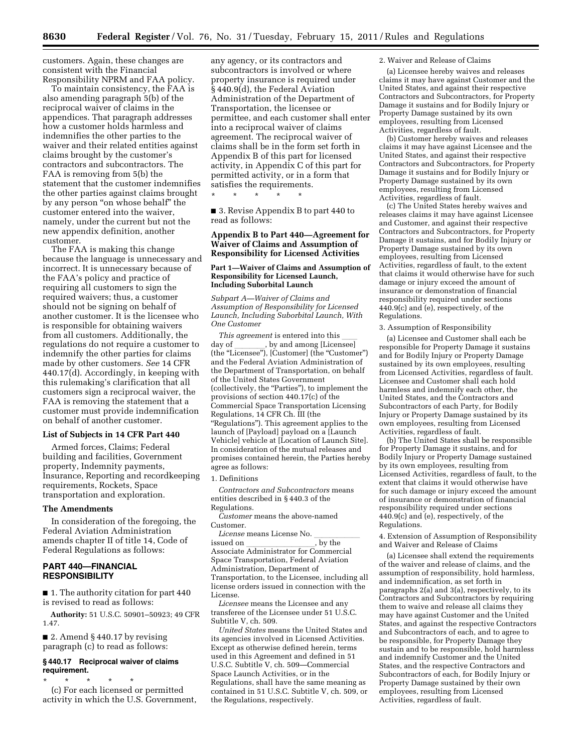customers. Again, these changes are consistent with the Financial Responsibility NPRM and FAA policy.

To maintain consistency, the FAA is also amending paragraph 5(b) of the reciprocal waiver of claims in the appendices. That paragraph addresses how a customer holds harmless and indemnifies the other parties to the waiver and their related entities against claims brought by the customer's contractors and subcontractors. The FAA is removing from 5(b) the statement that the customer indemnifies the other parties against claims brought by any person "on whose behalf" the customer entered into the waiver, namely, under the current but not the new appendix definition, another customer.

The FAA is making this change because the language is unnecessary and incorrect. It is unnecessary because of the FAA's policy and practice of requiring all customers to sign the required waivers; thus, a customer should not be signing on behalf of another customer. It is the licensee who is responsible for obtaining waivers from all customers. Additionally, the regulations do not require a customer to indemnify the other parties for claims made by other customers. *See* 14 CFR 440.17(d). Accordingly, in keeping with this rulemaking's clarification that all customers sign a reciprocal waiver, the FAA is removing the statement that a customer must provide indemnification on behalf of another customer.

### List of Subjects in 14 CFR Part 440

Armed forces, Claims; Federal building and facilities, Government property, Indemnity payments, Insurance, Reporting and recordkeeping requirements, Rockets, Space transportation and exploration.

### The Amendments

In consideration of the foregoing, the Federal Aviation Administration amends chapter II of title 14, Code of Federal Regulations as follows:

## PART 440—FINANCIAL RESPONSIBILITY

■ 1. The authority citation for part 440 is revised to read as follows:

**Authority:** 51 U.S.C. 50901–50923; 49 CFR 1.47.

■ 2. Amend § 440.17 by revising paragraph (c) to read as follows:

### § 440.17 Reciprocal waiver of claims requirement.

\* \* \* \* \*

(c) For each licensed or permitted activity in which the U.S. Government, any agency, or its contractors and subcontractors is involved or where property insurance is required under § 440.9(d), the Federal Aviation Administration of the Department of Transportation, the licensee or permittee, and each customer shall enter into a reciprocal waiver of claims agreement. The reciprocal waiver of claims shall be in the form set forth in Appendix B of this part for licensed activity, in Appendix C of this part for permitted activity, or in a form that satisfies the requirements.

\* \* \* \* \*

■ 3. Revise Appendix B to part 440 to read as follows:

### Appendix B to Part 440—Agreement for Waiver of Claims and Assumption of Responsibility for Licensed Activities

#### Part 1—Waiver of Claims and Assumption of Responsibility for Licensed Launch, Including Suborbital Launch

*Subpart A—Waiver of Claims and Assumption of Responsibility for Licensed Launch, Including Suborbital Launch, With One Customer*

*This agreement* is entered into this \_\_\_\_ day of \_\_\_\_\_\_\_\_, by and among [Licensee] (the "Licensee"), [Customer] (the "Customer") and the Federal Aviation Administration of the Department of Transportation, on behalf of the United States Government (collectively, the "Parties"), to implement the provisions of section 440.17(c) of the Commercial Space Transportation Licensing Regulations, 14 CFR Ch. III (the "Regulations"). This agreement applies to the launch of [Payload] payload on a [Launch Vehicle] vehicle at [Location of Launch Site]. In consideration of the mutual releases and promises contained herein, the Parties hereby agree as follows:

1. Definitions

*Contractors and Subcontractors* means entities described in § 440.3 of the Regulations.

*Customer* means the above-named Customer.

*License* means License No. \_\_\_\_\_\_\_\_\_\_\_\_ issued on \_\_\_\_\_\_\_\_\_\_\_\_\_\_\_\_\_\_, by the Associate Administrator for Commercial Space Transportation, Federal Aviation Administration, Department of Transportation, to the Licensee, including all license orders issued in connection with the License.

*Licensee* means the Licensee and any transferee of the Licensee under 51 U.S.C. Subtitle V, ch. 509.

*United States* means the United States and its agencies involved in Licensed Activities. Except as otherwise defined herein, terms used in this Agreement and defined in 51 U.S.C. Subtitle V, ch. 509—Commercial Space Launch Activities, or in the Regulations, shall have the same meaning as contained in 51 U.S.C. Subtitle V, ch. 509, or the Regulations, respectively.

2. Waiver and Release of Claims

(a) Licensee hereby waives and releases claims it may have against Customer and the United States, and against their respective Contractors and Subcontractors, for Property Damage it sustains and for Bodily Injury or Property Damage sustained by its own employees, resulting from Licensed Activities, regardless of fault.

(b) Customer hereby waives and releases claims it may have against Licensee and the United States, and against their respective Contractors and Subcontractors, for Property Damage it sustains and for Bodily Injury or Property Damage sustained by its own employees, resulting from Licensed Activities, regardless of fault.

(c) The United States hereby waives and releases claims it may have against Licensee and Customer, and against their respective Contractors and Subcontractors, for Property Damage it sustains, and for Bodily Injury or Property Damage sustained by its own employees, resulting from Licensed Activities, regardless of fault, to the extent that claims it would otherwise have for such damage or injury exceed the amount of insurance or demonstration of financial responsibility required under sections 440.9(c) and (e), respectively, of the Regulations.

3. Assumption of Responsibility

(a) Licensee and Customer shall each be responsible for Property Damage it sustains and for Bodily Injury or Property Damage sustained by its own employees, resulting from Licensed Activities, regardless of fault. Licensee and Customer shall each hold harmless and indemnify each other, the United States, and the Contractors and Subcontractors of each Party, for Bodily Injury or Property Damage sustained by its own employees, resulting from Licensed Activities, regardless of fault.

(b) The United States shall be responsible for Property Damage it sustains, and for Bodily Injury or Property Damage sustained by its own employees, resulting from Licensed Activities, regardless of fault, to the extent that claims it would otherwise have for such damage or injury exceed the amount of insurance or demonstration of financial responsibility required under sections 440.9(c) and (e), respectively, of the Regulations.

4. Extension of Assumption of Responsibility and Waiver and Release of Claims

(a) Licensee shall extend the requirements of the waiver and release of claims, and the assumption of responsibility, hold harmless, and indemnification, as set forth in paragraphs 2(a) and 3(a), respectively, to its Contractors and Subcontractors by requiring them to waive and release all claims they may have against Customer and the United States, and against the respective Contractors and Subcontractors of each, and to agree to be responsible, for Property Damage they sustain and to be responsible, hold harmless and indemnify Customer and the United States, and the respective Contractors and Subcontractors of each, for Bodily Injury or Property Damage sustained by their own employees, resulting from Licensed Activities, regardless of fault.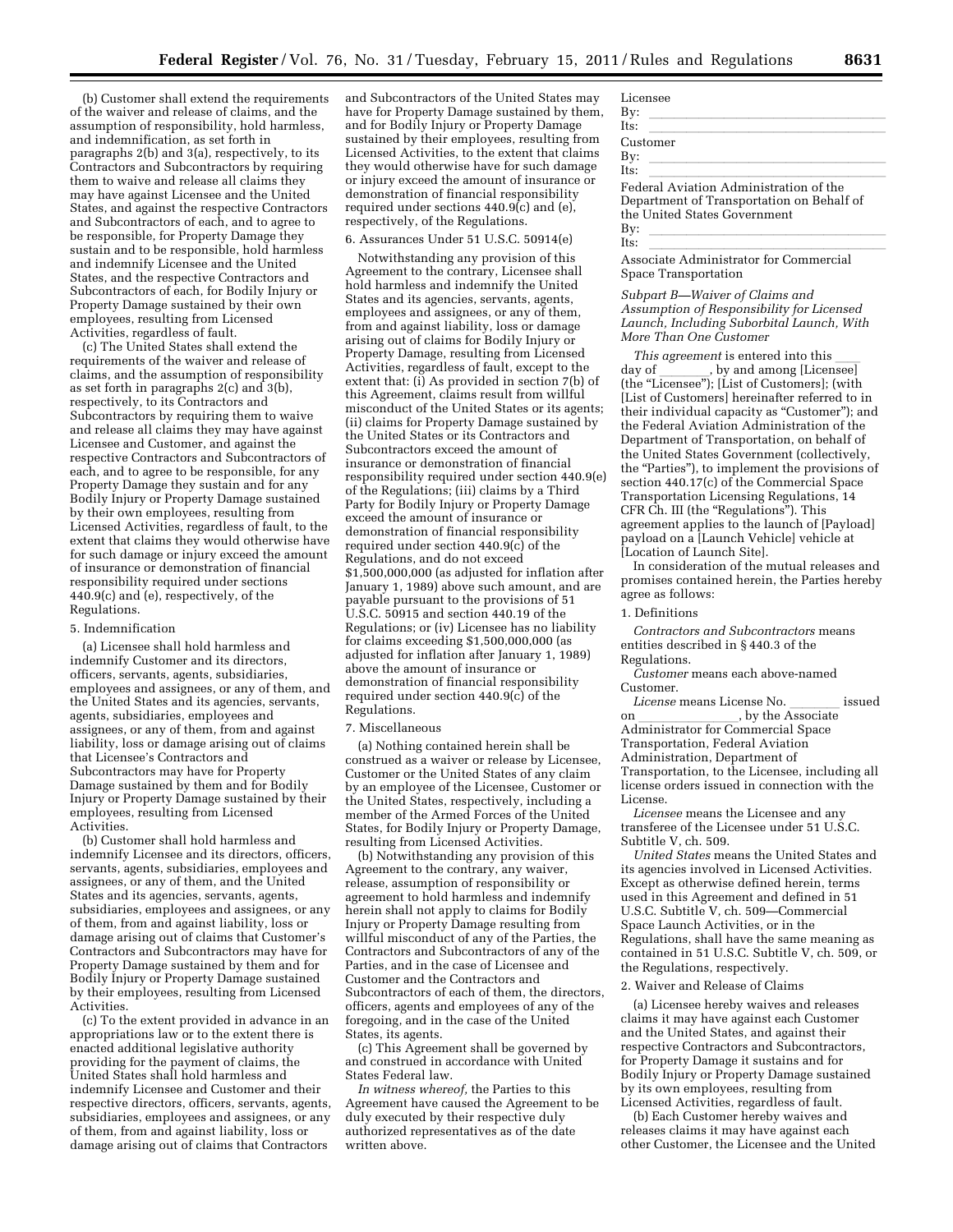(b) Customer shall extend the requirements of the waiver and release of claims, and the assumption of responsibility, hold harmless, and indemnification, as set forth in paragraphs 2(b) and 3(a), respectively, to its Contractors and Subcontractors by requiring them to waive and release all claims they may have against Licensee and the United States, and against the respective Contractors and Subcontractors of each, and to agree to be responsible, for Property Damage they sustain and to be responsible, hold harmless and indemnify Licensee and the United States, and the respective Contractors and Subcontractors of each, for Bodily Injury or Property Damage sustained by their own employees, resulting from Licensed Activities, regardless of fault.

(c) The United States shall extend the requirements of the waiver and release of claims, and the assumption of responsibility as set forth in paragraphs 2(c) and 3(b), respectively, to its Contractors and Subcontractors by requiring them to waive and release all claims they may have against Licensee and Customer, and against the respective Contractors and Subcontractors of each, and to agree to be responsible, for any Property Damage they sustain and for any Bodily Injury or Property Damage sustained by their own employees, resulting from Licensed Activities, regardless of fault, to the extent that claims they would otherwise have for such damage or injury exceed the amount of insurance or demonstration of financial responsibility required under sections 440.9(c) and (e), respectively, of the Regulations.

5. Indemnification

(a) Licensee shall hold harmless and indemnify Customer and its directors, officers, servants, agents, subsidiaries, employees and assignees, or any of them, and the United States and its agencies, servants, agents, subsidiaries, employees and assignees, or any of them, from and against liability, loss or damage arising out of claims that Licensee's Contractors and Subcontractors may have for Property Damage sustained by them and for Bodily Injury or Property Damage sustained by their employees, resulting from Licensed Activities.

(b) Customer shall hold harmless and indemnify Licensee and its directors, officers, servants, agents, subsidiaries, employees and assignees, or any of them, and the United States and its agencies, servants, agents, subsidiaries, employees and assignees, or any of them, from and against liability, loss or damage arising out of claims that Customer's Contractors and Subcontractors may have for Property Damage sustained by them and for Bodily Injury or Property Damage sustained by their employees, resulting from Licensed Activities.

(c) To the extent provided in advance in an appropriations law or to the extent there is enacted additional legislative authority providing for the payment of claims, the United States shall hold harmless and indemnify Licensee and Customer and their respective directors, officers, servants, agents, subsidiaries, employees and assignees, or any of them, from and against liability, loss or damage arising out of claims that Contractors and Subcontractors of the United States may have for Property Damage sustained by them, and for Bodily Injury or Property Damage sustained by their employees, resulting from Licensed Activities, to the extent that claims they would otherwise have for such damage or injury exceed the amount of insurance or demonstration of financial responsibility required under sections 440.9(c) and (e), respectively, of the Regulations.

6. Assurances Under 51 U.S.C. 50914(e)

Notwithstanding any provision of this Agreement to the contrary, Licensee shall hold harmless and indemnify the United States and its agencies, servants, agents, employees and assignees, or any of them, from and against liability, loss or damage arising out of claims for Bodily Injury or Property Damage, resulting from Licensed Activities, regardless of fault, except to the extent that: (i) As provided in section 7(b) of this Agreement, claims result from willful misconduct of the United States or its agents; (ii) claims for Property Damage sustained by the United States or its Contractors and Subcontractors exceed the amount of insurance or demonstration of financial responsibility required under section 440.9(e) of the Regulations; (iii) claims by a Third Party for Bodily Injury or Property Damage exceed the amount of insurance or demonstration of financial responsibility required under section 440.9(c) of the Regulations, and do not exceed $1,500,000,000 (as adjusted for inflation after January 1, 1989) above such amount, and are payable pursuant to the provisions of 51 U.S.C. 50915 and section 440.19 of the Regulations; or (iv) Licensee has no liability for claims exceeding $1,500,000,000 (as adjusted for inflation after January 1, 1989) above the amount of insurance or demonstration of financial responsibility required under section 440.9(c) of the Regulations.

7. Miscellaneous

(a) Nothing contained herein shall be construed as a waiver or release by Licensee, Customer or the United States of any claim by an employee of the Licensee, Customer or the United States, respectively, including a member of the Armed Forces of the United States, for Bodily Injury or Property Damage, resulting from Licensed Activities.

(b) Notwithstanding any provision of this Agreement to the contrary, any waiver, release, assumption of responsibility or agreement to hold harmless and indemnify herein shall not apply to claims for Bodily Injury or Property Damage resulting from willful misconduct of any of the Parties, the Contractors and Subcontractors of any of the Parties, and in the case of Licensee and Customer and the Contractors and Subcontractors of each of them, the directors, officers, agents and employees of any of the foregoing, and in the case of the United States, its agents.

(c) This Agreement shall be governed by and construed in accordance with United States Federal law.

*In witness whereof,* the Parties to this Agreement have caused the Agreement to be duly executed by their respective duly authorized representatives as of the date written above.

Licensee
By: ______
Its: ______
Customer
By: ______
Its: ______
Federal Aviation Administration of the Department of Transportation on Behalf of the United States Government
By: ______
Its: ______
Associate Administrator for Commercial Space Transportation

*Subpart B—Waiver of Claims and Assumption of Responsibility for Licensed Launch, Including Suborbital Launch, With More Than One Customer*

*This agreement* is entered into this ___ day of ________, by and among [Licensee] (the "Licensee"); [List of Customers]; (with [List of Customers] hereinafter referred to in their individual capacity as "Customer"); and the Federal Aviation Administration of the Department of Transportation, on behalf of the United States Government (collectively, the "Parties"), to implement the provisions of section 440.17(c) of the Commercial Space Transportation Licensing Regulations, 14 CFR Ch. III (the "Regulations"). This agreement applies to the launch of [Payload] payload on a [Launch Vehicle] vehicle at [Location of Launch Site].

In consideration of the mutual releases and promises contained herein, the Parties hereby agree as follows:

1. Definitions

*Contractors and Subcontractors* means entities described in § 440.3 of the Regulations.

*Customer* means each above-named Customer.

*License* means License No. ________ issued on ______________, by the Associate Administrator for Commercial Space Transportation, Federal Aviation Administration, Department of Transportation, to the Licensee, including all license orders issued in connection with the License.

*Licensee* means the Licensee and any transferee of the Licensee under 51 U.S.C. Subtitle V, ch. 509.

*United States* means the United States and its agencies involved in Licensed Activities.

Except as otherwise defined herein, terms used in this Agreement and defined in 51 U.S.C. Subtitle V, ch. 509—Commercial Space Launch Activities, or in the Regulations, shall have the same meaning as contained in 51 U.S.C. Subtitle V, ch. 509, or the Regulations, respectively.

2. Waiver and Release of Claims

(a) Licensee hereby waives and releases claims it may have against each Customer and the United States, and against their respective Contractors and Subcontractors, for Property Damage it sustains and for Bodily Injury or Property Damage sustained by its own employees, resulting from Licensed Activities, regardless of fault.

(b) Each Customer hereby waives and releases claims it may have against each other Customer, the Licensee and the United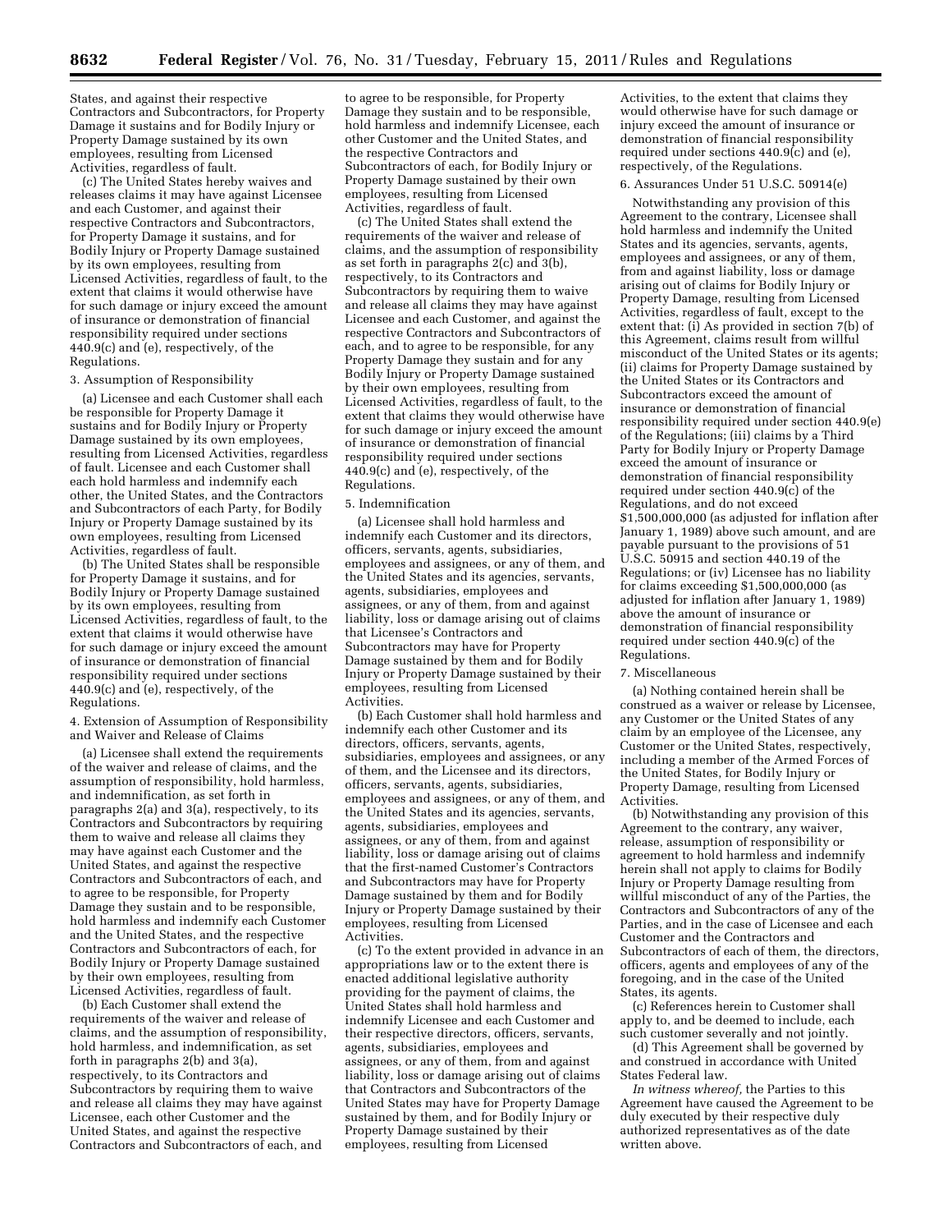States, and against their respective Contractors and Subcontractors, for Property Damage it sustains and for Bodily Injury or Property Damage sustained by its own employees, resulting from Licensed Activities, regardless of fault.

(c) The United States hereby waives and releases claims it may have against Licensee and each Customer, and against their respective Contractors and Subcontractors, for Property Damage it sustains, and for Bodily Injury or Property Damage sustained by its own employees, resulting from Licensed Activities, regardless of fault, to the extent that claims it would otherwise have for such damage or injury exceed the amount of insurance or demonstration of financial responsibility required under sections 440.9(c) and (e), respectively, of the Regulations.

3. Assumption of Responsibility

(a) Licensee and each Customer shall each be responsible for Property Damage it sustains and for Bodily Injury or Property Damage sustained by its own employees, resulting from Licensed Activities, regardless of fault. Licensee and each Customer shall each hold harmless and indemnify each other, the United States, and the Contractors and Subcontractors of each Party, for Bodily Injury or Property Damage sustained by its own employees, resulting from Licensed Activities, regardless of fault.

(b) The United States shall be responsible for Property Damage it sustains, and for Bodily Injury or Property Damage sustained by its own employees, resulting from Licensed Activities, regardless of fault, to the extent that claims it would otherwise have for such damage or injury exceed the amount of insurance or demonstration of financial responsibility required under sections 440.9(c) and (e), respectively, of the Regulations.

4. Extension of Assumption of Responsibility and Waiver and Release of Claims

(a) Licensee shall extend the requirements of the waiver and release of claims, and the assumption of responsibility, hold harmless, and indemnification, as set forth in paragraphs 2(a) and 3(a), respectively, to its Contractors and Subcontractors by requiring them to waive and release all claims they may have against each Customer and the United States, and against the respective Contractors and Subcontractors of each, and to agree to be responsible, for Property Damage they sustain and to be responsible, hold harmless and indemnify each Customer and the United States, and the respective Contractors and Subcontractors of each, for Bodily Injury or Property Damage sustained by their own employees, resulting from Licensed Activities, regardless of fault.

(b) Each Customer shall extend the requirements of the waiver and release of claims, and the assumption of responsibility, hold harmless, and indemnification, as set forth in paragraphs 2(b) and 3(a), respectively, to its Contractors and Subcontractors by requiring them to waive and release all claims they may have against Licensee, each other Customer and the United States, and against the respective Contractors and Subcontractors of each, and to agree to be responsible, for Property Damage they sustain and to be responsible, hold harmless and indemnify Licensee, each other Customer and the United States, and the respective Contractors and Subcontractors of each, for Bodily Injury or Property Damage sustained by their own employees, resulting from Licensed Activities, regardless of fault.

(c) The United States shall extend the requirements of the waiver and release of claims, and the assumption of responsibility as set forth in paragraphs 2(c) and 3(b), respectively, to its Contractors and Subcontractors by requiring them to waive and release all claims they may have against Licensee and each Customer, and against the respective Contractors and Subcontractors of each, and to agree to be responsible, for any Property Damage they sustain and for any Bodily Injury or Property Damage sustained by their own employees, resulting from Licensed Activities, regardless of fault, to the extent that claims they would otherwise have for such damage or injury exceed the amount of insurance or demonstration of financial responsibility required under sections 440.9(c) and (e), respectively, of the Regulations.

5. Indemnification

(a) Licensee shall hold harmless and indemnify each Customer and its directors, officers, servants, agents, subsidiaries, employees and assignees, or any of them, and the United States and its agencies, servants, agents, subsidiaries, employees and assignees, or any of them, from and against liability, loss or damage arising out of claims that Licensee's Contractors and Subcontractors may have for Property Damage sustained by them and for Bodily Injury or Property Damage sustained by their employees, resulting from Licensed Activities.

(b) Each Customer shall hold harmless and indemnify each other Customer and its directors, officers, servants, agents, subsidiaries, employees and assignees, or any of them, and the Licensee and its directors, officers, servants, agents, subsidiaries, employees and assignees, or any of them, and the United States and its agencies, servants, agents, subsidiaries, employees and assignees, or any of them, from and against liability, loss or damage arising out of claims that the first-named Customer's Contractors and Subcontractors may have for Property Damage sustained by them and for Bodily Injury or Property Damage sustained by their employees, resulting from Licensed Activities.

(c) To the extent provided in advance in an appropriations law or to the extent there is enacted additional legislative authority providing for the payment of claims, the United States shall hold harmless and indemnify Licensee and each Customer and their respective directors, officers, servants, agents, subsidiaries, employees and assignees, or any of them, from and against liability, loss or damage arising out of claims that Contractors and Subcontractors of the United States may have for Property Damage sustained by them, and for Bodily Injury or Property Damage sustained by their employees, resulting from Licensed Activities, to the extent that claims they would otherwise have for such damage or injury exceed the amount of insurance or demonstration of financial responsibility required under sections 440.9(c) and (e), respectively, of the Regulations.

6. Assurances Under 51 U.S.C. 50914(e)

Notwithstanding any provision of this Agreement to the contrary, Licensee shall hold harmless and indemnify the United States and its agencies, servants, agents, employees and assignees, or any of them, from and against liability, loss or damage arising out of claims for Bodily Injury or Property Damage, resulting from Licensed Activities, regardless of fault, except to the extent that: (i) As provided in section 7(b) of this Agreement, claims result from willful misconduct of the United States or its agents; (ii) claims for Property Damage sustained by the United States or its Contractors and Subcontractors exceed the amount of insurance or demonstration of financial responsibility required under section 440.9(e) of the Regulations; (iii) claims by a Third Party for Bodily Injury or Property Damage exceed the amount of insurance or demonstration of financial responsibility required under section 440.9(c) of the Regulations, and do not exceed $1,500,000,000 (as adjusted for inflation after January 1, 1989) above such amount, and are payable pursuant to the provisions of 51 U.S.C. 50915 and section 440.19 of the Regulations; or (iv) Licensee has no liability for claims exceeding $1,500,000,000 (as adjusted for inflation after January 1, 1989) above the amount of insurance or demonstration of financial responsibility required under section 440.9(c) of the Regulations.

7. Miscellaneous

(a) Nothing contained herein shall be construed as a waiver or release by Licensee, any Customer or the United States of any claim by an employee of the Licensee, any Customer or the United States, respectively, including a member of the Armed Forces of the United States, for Bodily Injury or Property Damage, resulting from Licensed Activities.

(b) Notwithstanding any provision of this Agreement to the contrary, any waiver, release, assumption of responsibility or agreement to hold harmless and indemnify herein shall not apply to claims for Bodily Injury or Property Damage resulting from willful misconduct of any of the Parties, the Contractors and Subcontractors of any of the Parties, and in the case of Licensee and each Customer and the Contractors and Subcontractors of each of them, the directors, officers, agents and employees of any of the foregoing, and in the case of the United States, its agents.

(c) References herein to Customer shall apply to, and be deemed to include, each such customer severally and not jointly.

(d) This Agreement shall be governed by and construed in accordance with United States Federal law.

*In witness whereof,* the Parties to this Agreement have caused the Agreement to be duly executed by their respective duly authorized representatives as of the date written above.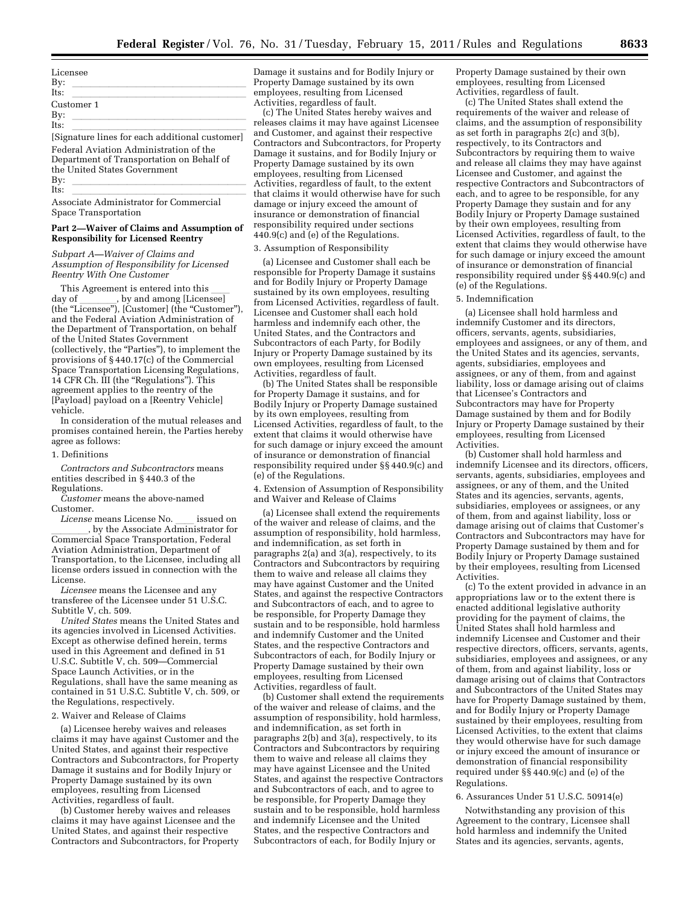Licensee

By: \_\_\_\_\_\_\_\_\_\_\_\_\_\_\_\_\_\_\_\_\_\_\_\_\_\_\_\_\_\_

Its: \_\_\_\_\_\_\_\_\_\_\_\_\_\_\_\_\_\_\_\_\_\_\_\_\_\_\_\_\_\_

Customer 1

By: \_\_\_\_\_\_\_\_\_\_\_\_\_\_\_\_\_\_\_\_\_\_\_\_\_\_\_\_\_\_

Its: \_\_\_\_\_\_\_\_\_\_\_\_\_\_\_\_\_\_\_\_\_\_\_\_\_\_\_\_\_\_

[Signature lines for each additional customer]

Federal Aviation Administration of the Department of Transportation on Behalf of the United States Government

By: \_\_\_\_\_\_\_\_\_\_\_\_\_\_\_\_\_\_\_\_\_\_\_\_\_\_\_\_\_\_

Its: \_\_\_\_\_\_\_\_\_\_\_\_\_\_\_\_\_\_\_\_\_\_\_\_\_\_\_\_\_\_

Associate Administrator for Commercial Space Transportation

**Part 2—Waiver of Claims and Assumption of Responsibility for Licensed Reentry**

*Subpart A—Waiver of Claims and Assumption of Responsibility for Licensed Reentry With One Customer*

This Agreement is entered into this \_\_\_\_ day of \_\_\_\_\_\_\_\_, by and among [Licensee] (the "Licensee"), [Customer] (the "Customer"), and the Federal Aviation Administration of the Department of Transportation, on behalf of the United States Government (collectively, the "Parties"), to implement the provisions of § 440.17(c) of the Commercial Space Transportation Licensing Regulations, 14 CFR Ch. III (the "Regulations"). This agreement applies to the reentry of the [Payload] payload on a [Reentry Vehicle] vehicle.

In consideration of the mutual releases and promises contained herein, the Parties hereby agree as follows:

1. Definitions

*Contractors and Subcontractors* means entities described in § 440.3 of the Regulations.

*Customer* means the above-named Customer.

*License* means License No. \_\_\_\_ issued on \_\_\_\_\_\_\_\_, by the Associate Administrator for Commercial Space Transportation, Federal Aviation Administration, Department of Transportation, to the Licensee, including all license orders issued in connection with the License.

*Licensee* means the Licensee and any transferee of the Licensee under 51 U.S.C. Subtitle V, ch. 509.

*United States* means the United States and its agencies involved in Licensed Activities. Except as otherwise defined herein, terms used in this Agreement and defined in 51 U.S.C. Subtitle V, ch. 509—Commercial Space Launch Activities, or in the Regulations, shall have the same meaning as contained in 51 U.S.C. Subtitle V, ch. 509, or the Regulations, respectively.

2. Waiver and Release of Claims

(a) Licensee hereby waives and releases claims it may have against Customer and the United States, and against their respective Contractors and Subcontractors, for Property Damage it sustains and for Bodily Injury or Property Damage sustained by its own employees, resulting from Licensed Activities, regardless of fault.

(b) Customer hereby waives and releases claims it may have against Licensee and the United States, and against their respective Contractors and Subcontractors, for Property Damage it sustains and for Bodily Injury or Property Damage sustained by its own employees, resulting from Licensed Activities, regardless of fault.

(c) The United States hereby waives and releases claims it may have against Licensee and Customer, and against their respective Contractors and Subcontractors, for Property Damage it sustains, and for Bodily Injury or Property Damage sustained by its own employees, resulting from Licensed Activities, regardless of fault, to the extent that claims it would otherwise have for such damage or injury exceed the amount of insurance or demonstration of financial responsibility required under sections 440.9(c) and (e) of the Regulations.

3. Assumption of Responsibility

(a) Licensee and Customer shall each be responsible for Property Damage it sustains and for Bodily Injury or Property Damage sustained by its own employees, resulting from Licensed Activities, regardless of fault. Licensee and Customer shall each hold harmless and indemnify each other, the United States, and the Contractors and Subcontractors of each Party, for Bodily Injury or Property Damage sustained by its own employees, resulting from Licensed Activities, regardless of fault.

(b) The United States shall be responsible for Property Damage it sustains, and for Bodily Injury or Property Damage sustained by its own employees, resulting from Licensed Activities, regardless of fault, to the extent that claims it would otherwise have for such damage or injury exceed the amount of insurance or demonstration of financial responsibility required under §§ 440.9(c) and (e) of the Regulations.

4. Extension of Assumption of Responsibility and Waiver and Release of Claims

(a) Licensee shall extend the requirements of the waiver and release of claims, and the assumption of responsibility, hold harmless, and indemnification, as set forth in paragraphs 2(a) and 3(a), respectively, to its Contractors and Subcontractors by requiring them to waive and release all claims they may have against Customer and the United States, and against the respective Contractors and Subcontractors of each, and to agree to be responsible, for Property Damage they sustain and to be responsible, hold harmless and indemnify Customer and the United States, and the respective Contractors and Subcontractors of each, for Bodily Injury or Property Damage sustained by their own employees, resulting from Licensed Activities, regardless of fault.

(b) Customer shall extend the requirements of the waiver and release of claims, and the assumption of responsibility, hold harmless, and indemnification, as set forth in paragraphs 2(b) and 3(a), respectively, to its Contractors and Subcontractors by requiring them to waive and release all claims they may have against Licensee and the United States, and against the respective Contractors and Subcontractors of each, and to agree to be responsible, for Property Damage they sustain and to be responsible, hold harmless and indemnify Licensee and the United States, and the respective Contractors and Subcontractors of each, for Bodily Injury or Property Damage sustained by their own employees, resulting from Licensed Activities, regardless of fault.

(c) The United States shall extend the requirements of the waiver and release of claims, and the assumption of responsibility as set forth in paragraphs 2(c) and 3(b), respectively, to its Contractors and Subcontractors by requiring them to waive and release all claims they may have against Licensee and Customer, and against the respective Contractors and Subcontractors of each, and to agree to be responsible, for any Property Damage they sustain and for any Bodily Injury or Property Damage sustained by their own employees, resulting from Licensed Activities, regardless of fault, to the extent that claims they would otherwise have for such damage or injury exceed the amount of insurance or demonstration of financial responsibility required under §§ 440.9(c) and (e) of the Regulations.

5. Indemnification

(a) Licensee shall hold harmless and indemnify Customer and its directors, officers, servants, agents, subsidiaries, employees and assignees, or any of them, and the United States and its agencies, servants, agents, subsidiaries, employees and assignees, or any of them, from and against liability, loss or damage arising out of claims that Licensee's Contractors and Subcontractors may have for Property Damage sustained by them and for Bodily Injury or Property Damage sustained by their employees, resulting from Licensed Activities.

(b) Customer shall hold harmless and indemnify Licensee and its directors, officers, servants, agents, subsidiaries, employees and assignees, or any of them, and the United States and its agencies, servants, agents, subsidiaries, employees or assignees, or any of them, from and against liability, loss or damage arising out of claims that Customer's Contractors and Subcontractors may have for Property Damage sustained by them and for Bodily Injury or Property Damage sustained by their employees, resulting from Licensed Activities.

(c) To the extent provided in advance in an appropriations law or to the extent there is enacted additional legislative authority providing for the payment of claims, the United States shall hold harmless and indemnify Licensee and Customer and their respective directors, officers, servants, agents, subsidiaries, employees and assignees, or any of them, from and against liability, loss or damage arising out of claims that Contractors and Subcontractors of the United States may have for Property Damage sustained by them, and for Bodily Injury or Property Damage sustained by their employees, resulting from Licensed Activities, to the extent that claims they would otherwise have for such damage or injury exceed the amount of insurance or demonstration of financial responsibility required under §§ 440.9(c) and (e) of the Regulations.

6. Assurances Under 51 U.S.C. 50914(e)

Notwithstanding any provision of this Agreement to the contrary, Licensee shall hold harmless and indemnify the United States and its agencies, servants, agents,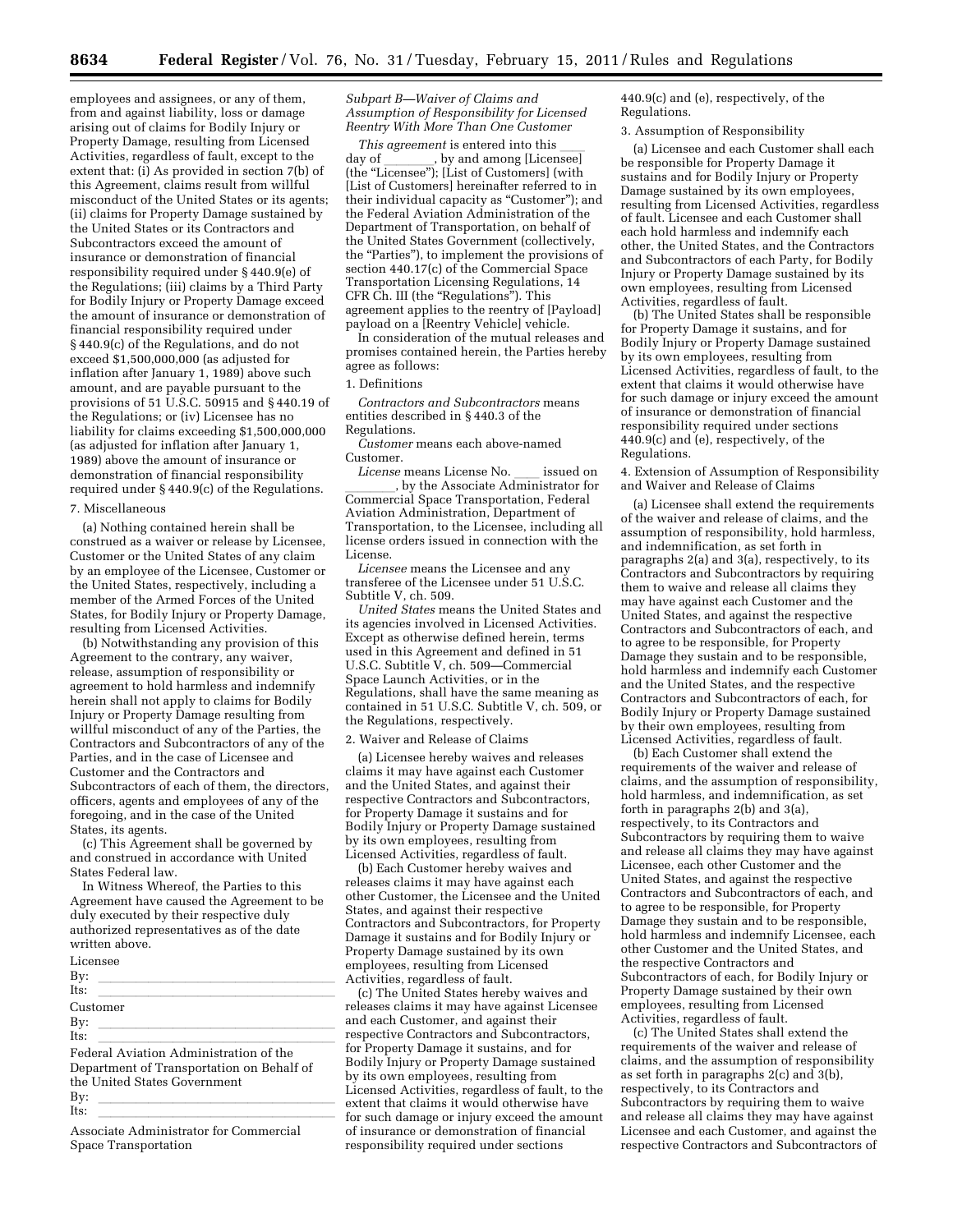employees and assignees, or any of them, from and against liability, loss or damage arising out of claims for Bodily Injury or Property Damage, resulting from Licensed Activities, regardless of fault, except to the extent that: (i) As provided in section 7(b) of this Agreement, claims result from willful misconduct of the United States or its agents; (ii) claims for Property Damage sustained by the United States or its Contractors and Subcontractors exceed the amount of insurance or demonstration of financial responsibility required under § 440.9(e) of the Regulations; (iii) claims by a Third Party for Bodily Injury or Property Damage exceed the amount of insurance or demonstration of financial responsibility required under § 440.9(c) of the Regulations, and do not exceed $1,500,000,000 (as adjusted for inflation after January 1, 1989) above such amount, and are payable pursuant to the provisions of 51 U.S.C. 50915 and § 440.19 of the Regulations; or (iv) Licensee has no liability for claims exceeding $1,500,000,000 (as adjusted for inflation after January 1, 1989) above the amount of insurance or demonstration of financial responsibility required under § 440.9(c) of the Regulations.

7. Miscellaneous

(a) Nothing contained herein shall be construed as a waiver or release by Licensee, Customer or the United States of any claim by an employee of the Licensee, Customer or the United States, respectively, including a member of the Armed Forces of the United States, for Bodily Injury or Property Damage, resulting from Licensed Activities.

(b) Notwithstanding any provision of this Agreement to the contrary, any waiver, release, assumption of responsibility or agreement to hold harmless and indemnify herein shall not apply to claims for Bodily Injury or Property Damage resulting from willful misconduct of any of the Parties, the Contractors and Subcontractors of any of the Parties, and in the case of Licensee and Customer and the Contractors and Subcontractors of each of them, the directors, officers, agents and employees of any of the foregoing, and in the case of the United States, its agents.

(c) This Agreement shall be governed by and construed in accordance with United States Federal law.

In Witness Whereof, the Parties to this Agreement have caused the Agreement to be duly executed by their respective duly authorized representatives as of the date written above.

Licensee

By: \_\_\_\_\_\_\_\_\_\_\_\_\_\_\_\_\_\_\_\_

Its: \_\_\_\_\_\_\_\_\_\_\_\_\_\_\_\_\_\_\_\_

Customer

By: \_\_\_\_\_\_\_\_\_\_\_\_\_\_\_\_\_\_\_\_

Its: \_\_\_\_\_\_\_\_\_\_\_\_\_\_\_\_\_\_\_\_

Federal Aviation Administration of the Department of Transportation on Behalf of the United States Government

By: \_\_\_\_\_\_\_\_\_\_\_\_\_\_\_\_\_\_\_\_

Its: \_\_\_\_\_\_\_\_\_\_\_\_\_\_\_\_\_\_\_\_

Associate Administrator for Commercial Space Transportation

*Subpart B—Waiver of Claims and Assumption of Responsibility for Licensed Reentry With More Than One Customer*

*This agreement* is entered into this \_\_\_\_ day of \_\_\_\_\_\_\_\_, by and among [Licensee] (the "Licensee"); [List of Customers] (with [List of Customers] hereinafter referred to in their individual capacity as "Customer"); and the Federal Aviation Administration of the Department of Transportation, on behalf of the United States Government (collectively, the "Parties"), to implement the provisions of section 440.17(c) of the Commercial Space Transportation Licensing Regulations, 14 CFR Ch. III (the "Regulations"). This agreement applies to the reentry of [Payload] payload on a [Reentry Vehicle] vehicle.

In consideration of the mutual releases and promises contained herein, the Parties hereby agree as follows:

1. Definitions

*Contractors and Subcontractors* means entities described in § 440.3 of the Regulations.

*Customer* means each above-named Customer.

*License* means License No. \_\_\_\_ issued on \_\_\_\_\_\_\_\_, by the Associate Administrator for Commercial Space Transportation, Federal Aviation Administration, Department of Transportation, to the Licensee, including all license orders issued in connection with the License.

*Licensee* means the Licensee and any transferee of the Licensee under 51 U.S.C. Subtitle V, ch. 509.

*United States* means the United States and its agencies involved in Licensed Activities. Except as otherwise defined herein, terms used in this Agreement and defined in 51 U.S.C. Subtitle V, ch. 509—Commercial Space Launch Activities, or in the Regulations, shall have the same meaning as contained in 51 U.S.C. Subtitle V, ch. 509, or the Regulations, respectively.

2. Waiver and Release of Claims

(a) Licensee hereby waives and releases claims it may have against each Customer and the United States, and against their respective Contractors and Subcontractors, for Property Damage it sustains and for Bodily Injury or Property Damage sustained by its own employees, resulting from Licensed Activities, regardless of fault.

(b) Each Customer hereby waives and releases claims it may have against each other Customer, the Licensee and the United States, and against their respective Contractors and Subcontractors, for Property Damage it sustains and for Bodily Injury or Property Damage sustained by its own employees, resulting from Licensed Activities, regardless of fault.

(c) The United States hereby waives and releases claims it may have against Licensee and each Customer, and against their respective Contractors and Subcontractors, for Property Damage it sustains, and for Bodily Injury or Property Damage sustained by its own employees, resulting from Licensed Activities, regardless of fault, to the extent that claims it would otherwise have for such damage or injury exceed the amount of insurance or demonstration of financial responsibility required under sections 440.9(c) and (e), respectively, of the Regulations.

3. Assumption of Responsibility

(a) Licensee and each Customer shall each be responsible for Property Damage it sustains and for Bodily Injury or Property Damage sustained by its own employees, resulting from Licensed Activities, regardless of fault. Licensee and each Customer shall each hold harmless and indemnify each other, the United States, and the Contractors and Subcontractors of each Party, for Bodily Injury or Property Damage sustained by its own employees, resulting from Licensed Activities, regardless of fault.

(b) The United States shall be responsible for Property Damage it sustains, and for Bodily Injury or Property Damage sustained by its own employees, resulting from Licensed Activities, regardless of fault, to the extent that claims it would otherwise have for such damage or injury exceed the amount of insurance or demonstration of financial responsibility required under sections 440.9(c) and (e), respectively, of the Regulations.

4. Extension of Assumption of Responsibility and Waiver and Release of Claims

(a) Licensee shall extend the requirements of the waiver and release of claims, and the assumption of responsibility, hold harmless, and indemnification, as set forth in paragraphs 2(a) and 3(a), respectively, to its Contractors and Subcontractors by requiring them to waive and release all claims they may have against each Customer and the United States, and against the respective Contractors and Subcontractors of each, and to agree to be responsible, for Property Damage they sustain and to be responsible, hold harmless and indemnify each Customer and the United States, and the respective Contractors and Subcontractors of each, for Bodily Injury or Property Damage sustained by their own employees, resulting from Licensed Activities, regardless of fault.

(b) Each Customer shall extend the requirements of the waiver and release of claims, and the assumption of responsibility, hold harmless, and indemnification, as set forth in paragraphs 2(b) and 3(a), respectively, to its Contractors and Subcontractors by requiring them to waive and release all claims they may have against Licensee, each other Customer and the United States, and against the respective Contractors and Subcontractors of each, and to agree to be responsible, for Property Damage they sustain and to be responsible, hold harmless and indemnify Licensee, each other Customer and the United States, and the respective Contractors and Subcontractors of each, for Bodily Injury or Property Damage sustained by their own employees, resulting from Licensed Activities, regardless of fault.

(c) The United States shall extend the requirements of the waiver and release of claims, and the assumption of responsibility as set forth in paragraphs 2(c) and 3(b), respectively, to its Contractors and Subcontractors by requiring them to waive and release all claims they may have against Licensee and each Customer, and against the respective Contractors and Subcontractors of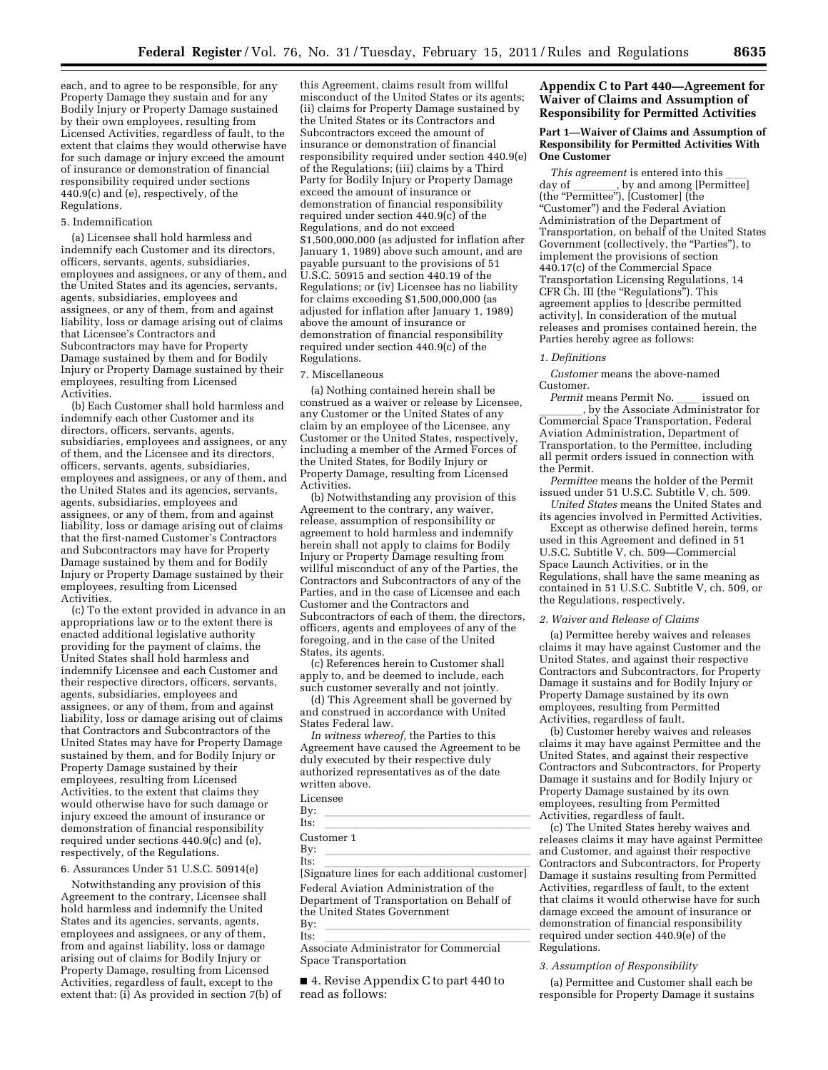each, and to agree to be responsible, for any Property Damage they sustain and for any Bodily Injury or Property Damage sustained by their own employees, resulting from Licensed Activities, regardless of fault, to the extent that claims they would otherwise have for such damage or injury exceed the amount of insurance or demonstration of financial responsibility required under sections 440.9(c) and (e), respectively, of the Regulations.

5. Indemnification

(a) Licensee shall hold harmless and indemnify each Customer and its directors, officers, servants, agents, subsidiaries, employees and assignees, or any of them, and the United States and its agencies, servants, agents, subsidiaries, employees and assignees, or any of them, from and against liability, loss or damage arising out of claims that Licensee's Contractors and Subcontractors may have for Property Damage sustained by them and for Bodily Injury or Property Damage sustained by their employees, resulting from Licensed Activities.

(b) Each Customer shall hold harmless and indemnify each other Customer and its directors, officers, servants, agents, subsidiaries, employees and assignees, or any of them, and the Licensee and its directors, officers, servants, agents, subsidiaries, employees and assignees, or any of them, and the United States and its agencies, servants, agents, subsidiaries, employees and assignees, or any of them, from and against liability, loss or damage arising out of claims that the first-named Customer's Contractors and Subcontractors may have for Property Damage sustained by them and for Bodily Injury or Property Damage sustained by their employees, resulting from Licensed Activities.

(c) To the extent provided in advance in an appropriations law or to the extent there is enacted additional legislative authority providing for the payment of claims, the United States shall hold harmless and indemnify Licensee and each Customer and their respective directors, officers, servants, agents, subsidiaries, employees and assignees, or any of them, from and against liability, loss or damage arising out of claims that Contractors and Subcontractors of the United States may have for Property Damage sustained by them, and for Bodily Injury or Property Damage sustained by their employees, resulting from Licensed Activities, to the extent that claims they would otherwise have for such damage or injury exceed the amount of insurance or demonstration of financial responsibility required under sections 440.9(c) and (e), respectively, of the Regulations.

6. Assurances Under 51 U.S.C. 50914(e)

Notwithstanding any provision of this Agreement to the contrary, Licensee shall hold harmless and indemnify the United States and its agencies, servants, agents, employees and assignees, or any of them, from and against liability, loss or damage arising out of claims for Bodily Injury or Property Damage, resulting from Licensed Activities, regardless of fault, except to the extent that: (i) As provided in section 7(b) of this Agreement, claims result from willful misconduct of the United States or its agents; (ii) claims for Property Damage sustained by the United States or its Contractors and Subcontractors exceed the amount of insurance or demonstration of financial responsibility required under section 440.9(e) of the Regulations; (iii) claims by a Third Party for Bodily Injury or Property Damage exceed the amount of insurance or demonstration of financial responsibility required under section 440.9(c) of the Regulations, and do not exceed $1,500,000,000 (as adjusted for inflation after January 1, 1989) above such amount, and are payable pursuant to the provisions of 51 U.S.C. 50915 and section 440.19 of the Regulations; or (iv) Licensee has no liability for claims exceeding $1,500,000,000 (as adjusted for inflation after January 1, 1989) above the amount of insurance or demonstration of financial responsibility required under section 440.9(c) of the Regulations.

7. Miscellaneous

(a) Nothing contained herein shall be construed as a waiver or release by Licensee, any Customer or the United States of any claim by an employee of the Licensee, any Customer or the United States, respectively, including a member of the Armed Forces of the United States, for Bodily Injury or Property Damage, resulting from Licensed Activities.

(b) Notwithstanding any provision of this Agreement to the contrary, any waiver, release, assumption of responsibility or agreement to hold harmless and indemnify herein shall not apply to claims for Bodily Injury or Property Damage resulting from willful misconduct of any of the Parties, the Contractors and Subcontractors of any of the Parties, and in the case of Licensee and each Customer and the Contractors and Subcontractors of each of them, the directors, officers, agents and employees of any of the foregoing, and in the case of the United States, its agents.

(c) References herein to Customer shall apply to, and be deemed to include, each such customer severally and not jointly.

(d) This Agreement shall be governed by and construed in accordance with United States Federal law.

*In witness whereof,* the Parties to this Agreement have caused the Agreement to be duly executed by their respective duly authorized representatives as of the date written above.

Licensee
By: ___________________________
Its: ___________________________

Customer 1
By: ___________________________
Its: ___________________________

[Signature lines for each additional customer]

Federal Aviation Administration of the Department of Transportation on Behalf of the United States Government
By: ___________________________
Its: ___________________________

Associate Administrator for Commercial Space Transportation

■ 4. Revise Appendix C to part 440 to read as follows:

## Appendix C to Part 440—Agreement for Waiver of Claims and Assumption of Responsibility for Permitted Activities

### Part 1—Waiver of Claims and Assumption of Responsibility for Permitted Activities With One Customer

*This agreement* is entered into this ____ day of ________, by and among [Permittee] (the "Permittee"), [Customer] (the "Customer") and the Federal Aviation Administration of the Department of Transportation, on behalf of the United States Government (collectively, the "Parties"), to implement the provisions of section 440.17(c) of the Commercial Space Transportation Licensing Regulations, 14 CFR Ch. III (the "Regulations"). This agreement applies to [describe permitted activity]. In consideration of the mutual releases and promises contained herein, the Parties hereby agree as follows:

*1. Definitions*

*Customer* means the above-named Customer.

*Permit* means Permit No. ____ issued on ________, by the Associate Administrator for Commercial Space Transportation, Federal Aviation Administration, Department of Transportation, to the Permittee, including all permit orders issued in connection with the Permit.

*Permittee* means the holder of the Permit issued under 51 U.S.C. Subtitle V, ch. 509.

*United States* means the United States and its agencies involved in Permitted Activities.

Except as otherwise defined herein, terms used in this Agreement and defined in 51 U.S.C. Subtitle V, ch. 509—Commercial Space Launch Activities, or in the Regulations, shall have the same meaning as contained in 51 U.S.C. Subtitle V, ch. 509, or the Regulations, respectively.

*2. Waiver and Release of Claims*

(a) Permittee hereby waives and releases claims it may have against Customer and the United States, and against their respective Contractors and Subcontractors, for Property Damage it sustains and for Bodily Injury or Property Damage sustained by its own employees, resulting from Permitted Activities, regardless of fault.

(b) Customer hereby waives and releases claims it may have against Permittee and the United States, and against their respective Contractors and Subcontractors, for Property Damage it sustains and for Bodily Injury or Property Damage sustained by its own employees, resulting from Permitted Activities, regardless of fault.

(c) The United States hereby waives and releases claims it may have against Permittee and Customer, and against their respective Contractors and Subcontractors, for Property Damage it sustains resulting from Permitted Activities, regardless of fault, to the extent that claims it would otherwise have for such damage exceed the amount of insurance or demonstration of financial responsibility required under section 440.9(e) of the Regulations.

*3. Assumption of Responsibility*

(a) Permittee and Customer shall each be responsible for Property Damage it sustains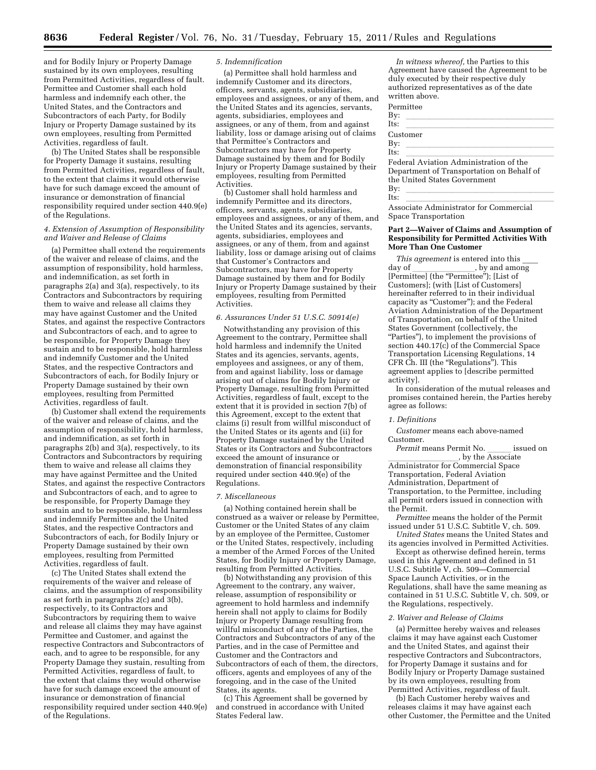and for Bodily Injury or Property Damage sustained by its own employees, resulting from Permitted Activities, regardless of fault. Permittee and Customer shall each hold harmless and indemnify each other, the United States, and the Contractors and Subcontractors of each Party, for Bodily Injury or Property Damage sustained by its own employees, resulting from Permitted Activities, regardless of fault.

(b) The United States shall be responsible for Property Damage it sustains, resulting from Permitted Activities, regardless of fault, to the extent that claims it would otherwise have for such damage exceed the amount of insurance or demonstration of financial responsibility required under section 440.9(e) of the Regulations.

*4. Extension of Assumption of Responsibility and Waiver and Release of Claims*

(a) Permittee shall extend the requirements of the waiver and release of claims, and the assumption of responsibility, hold harmless, and indemnification, as set forth in paragraphs 2(a) and 3(a), respectively, to its Contractors and Subcontractors by requiring them to waive and release all claims they may have against Customer and the United States, and against the respective Contractors and Subcontractors of each, and to agree to be responsible, for Property Damage they sustain and to be responsible, hold harmless and indemnify Customer and the United States, and the respective Contractors and Subcontractors of each, for Bodily Injury or Property Damage sustained by their own employees, resulting from Permitted Activities, regardless of fault.

(b) Customer shall extend the requirements of the waiver and release of claims, and the assumption of responsibility, hold harmless, and indemnification, as set forth in paragraphs 2(b) and 3(a), respectively, to its Contractors and Subcontractors by requiring them to waive and release all claims they may have against Permittee and the United States, and against the respective Contractors and Subcontractors of each, and to agree to be responsible, for Property Damage they sustain and to be responsible, hold harmless and indemnify Permittee and the United States, and the respective Contractors and Subcontractors of each, for Bodily Injury or Property Damage sustained by their own employees, resulting from Permitted Activities, regardless of fault.

(c) The United States shall extend the requirements of the waiver and release of claims, and the assumption of responsibility as set forth in paragraphs 2(c) and 3(b), respectively, to its Contractors and Subcontractors by requiring them to waive and release all claims they may have against Permittee and Customer, and against the respective Contractors and Subcontractors of each, and to agree to be responsible, for any Property Damage they sustain, resulting from Permitted Activities, regardless of fault, to the extent that claims they would otherwise have for such damage exceed the amount of insurance or demonstration of financial responsibility required under section 440.9(e) of the Regulations.

*5. Indemnification*

(a) Permittee shall hold harmless and indemnify Customer and its directors, officers, servants, agents, subsidiaries, employees and assignees, or any of them, and the United States and its agencies, servants, agents, subsidiaries, employees and assignees, or any of them, from and against liability, loss or damage arising out of claims that Permittee's Contractors and Subcontractors may have for Property Damage sustained by them and for Bodily Injury or Property Damage sustained by their employees, resulting from Permitted Activities.

(b) Customer shall hold harmless and indemnify Permittee and its directors, officers, servants, agents, subsidiaries, employees and assignees, or any of them, and the United States and its agencies, servants, agents, subsidiaries, employees and assignees, or any of them, from and against liability, loss or damage arising out of claims that Customer's Contractors and Subcontractors, may have for Property Damage sustained by them and for Bodily Injury or Property Damage sustained by their employees, resulting from Permitted Activities.

*6. Assurances Under 51 U.S.C. 50914(e)*

Notwithstanding any provision of this Agreement to the contrary, Permittee shall hold harmless and indemnify the United States and its agencies, servants, agents, employees and assignees, or any of them, from and against liability, loss or damage arising out of claims for Bodily Injury or Property Damage, resulting from Permitted Activities, regardless of fault, except to the extent that it is provided in section 7(b) of this Agreement, except to the extent that claims (i) result from willful misconduct of the United States or its agents and (ii) for Property Damage sustained by the United States or its Contractors and Subcontractors exceed the amount of insurance or demonstration of financial responsibility required under section 440.9(e) of the Regulations.

*7. Miscellaneous*

(a) Nothing contained herein shall be construed as a waiver or release by Permittee, Customer or the United States of any claim by an employee of the Permittee, Customer or the United States, respectively, including a member of the Armed Forces of the United States, for Bodily Injury or Property Damage, resulting from Permitted Activities.

(b) Notwithstanding any provision of this Agreement to the contrary, any waiver, release, assumption of responsibility or agreement to hold harmless and indemnify herein shall not apply to claims for Bodily Injury or Property Damage resulting from willful misconduct of any of the Parties, the Contractors and Subcontractors of any of the Parties, and in the case of Permittee and Customer and the Contractors and Subcontractors of each of them, the directors, officers, agents and employees of any of the foregoing, and in the case of the United States, its agents.

(c) This Agreement shall be governed by and construed in accordance with United States Federal law.

*In witness whereof,* the Parties to this Agreement have caused the Agreement to be duly executed by their respective duly authorized representatives as of the date written above.

Permittee
By: ______
Its: ______

Customer
By: ______
Its: ______

Federal Aviation Administration of the Department of Transportation on Behalf of the United States Government
By: ______
Its: ______

Associate Administrator for Commercial Space Transportation

**Part 2—Waiver of Claims and Assumption of Responsibility for Permitted Activities With More Than One Customer**

*This agreement* is entered into this ___ day of ______, by and among [Permittee] (the "Permittee"); [List of Customers]; (with [List of Customers] hereinafter referred to in their individual capacity as "Customer"); and the Federal Aviation Administration of the Department of Transportation, on behalf of the United States Government (collectively, the "Parties"), to implement the provisions of section 440.17(c) of the Commercial Space Transportation Licensing Regulations, 14 CFR Ch. III (the "Regulations"). This agreement applies to [describe permitted activity].

In consideration of the mutual releases and promises contained herein, the Parties hereby agree as follows:

*1. Definitions*

*Customer* means each above-named Customer.

*Permit* means Permit No. ______ issued on ______, by the Associate Administrator for Commercial Space Transportation, Federal Aviation Administration, Department of Transportation, to the Permittee, including all permit orders issued in connection with the Permit.

*Permittee* means the holder of the Permit issued under 51 U.S.C. Subtitle V, ch. 509.

*United States* means the United States and its agencies involved in Permitted Activities.

Except as otherwise defined herein, terms used in this Agreement and defined in 51 U.S.C. Subtitle V, ch. 509—Commercial Space Launch Activities, or in the Regulations, shall have the same meaning as contained in 51 U.S.C. Subtitle V, ch. 509, or the Regulations, respectively.

*2. Waiver and Release of Claims*

(a) Permittee hereby waives and releases claims it may have against each Customer and the United States, and against their respective Contractors and Subcontractors, for Property Damage it sustains and for Bodily Injury or Property Damage sustained by its own employees, resulting from Permitted Activities, regardless of fault.

(b) Each Customer hereby waives and releases claims it may have against each other Customer, the Permittee and the United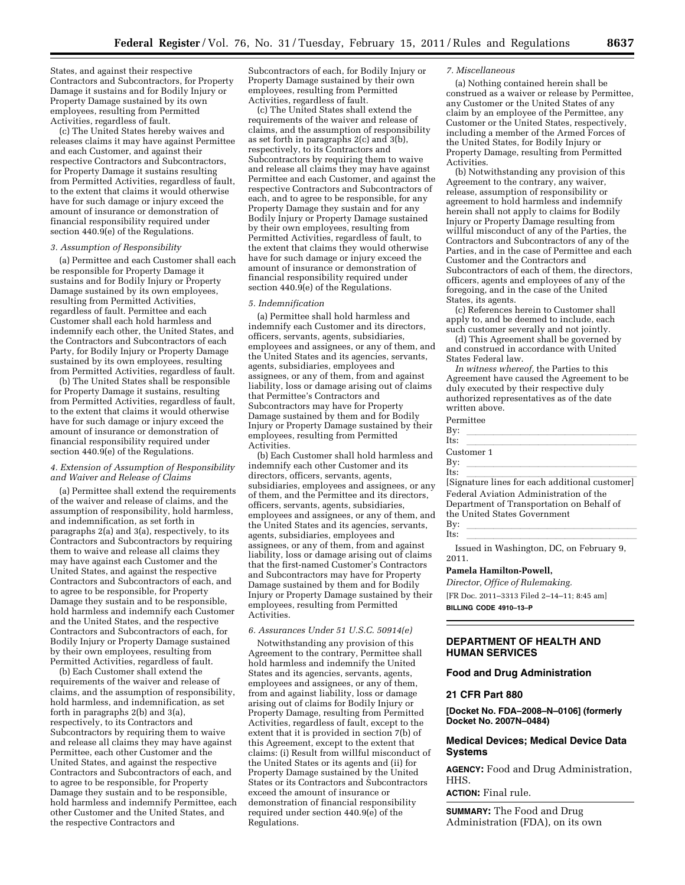States, and against their respective Contractors and Subcontractors, for Property Damage it sustains and for Bodily Injury or Property Damage sustained by its own employees, resulting from Permitted Activities, regardless of fault.

(c) The United States hereby waives and releases claims it may have against Permittee and each Customer, and against their respective Contractors and Subcontractors, for Property Damage it sustains resulting from Permitted Activities, regardless of fault, to the extent that claims it would otherwise have for such damage or injury exceed the amount of insurance or demonstration of financial responsibility required under section 440.9(e) of the Regulations.

*3. Assumption of Responsibility*

(a) Permittee and each Customer shall each be responsible for Property Damage it sustains and for Bodily Injury or Property Damage sustained by its own employees, resulting from Permitted Activities, regardless of fault. Permittee and each Customer shall each hold harmless and indemnify each other, the United States, and the Contractors and Subcontractors of each Party, for Bodily Injury or Property Damage sustained by its own employees, resulting from Permitted Activities, regardless of fault.

(b) The United States shall be responsible for Property Damage it sustains, resulting from Permitted Activities, regardless of fault, to the extent that claims it would otherwise have for such damage or injury exceed the amount of insurance or demonstration of financial responsibility required under section 440.9(e) of the Regulations.

*4. Extension of Assumption of Responsibility and Waiver and Release of Claims*

(a) Permittee shall extend the requirements of the waiver and release of claims, and the assumption of responsibility, hold harmless, and indemnification, as set forth in paragraphs 2(a) and 3(a), respectively, to its Contractors and Subcontractors by requiring them to waive and release all claims they may have against each Customer and the United States, and against the respective Contractors and Subcontractors of each, and to agree to be responsible, for Property Damage they sustain and to be responsible, hold harmless and indemnify each Customer and the United States, and the respective Contractors and Subcontractors of each, for Bodily Injury or Property Damage sustained by their own employees, resulting from Permitted Activities, regardless of fault.

(b) Each Customer shall extend the requirements of the waiver and release of claims, and the assumption of responsibility, hold harmless, and indemnification, as set forth in paragraphs 2(b) and 3(a), respectively, to its Contractors and Subcontractors by requiring them to waive and release all claims they may have against Permittee, each other Customer and the United States, and against the respective Contractors and Subcontractors of each, and to agree to be responsible, for Property Damage they sustain and to be responsible, hold harmless and indemnify Permittee, each other Customer and the United States, and the respective Contractors and Subcontractors of each, for Bodily Injury or Property Damage sustained by their own employees, resulting from Permitted Activities, regardless of fault.

(c) The United States shall extend the requirements of the waiver and release of claims, and the assumption of responsibility as set forth in paragraphs 2(c) and 3(b), respectively, to its Contractors and Subcontractors by requiring them to waive and release all claims they may have against Permittee and each Customer, and against the respective Contractors and Subcontractors of each, and to agree to be responsible, for any Property Damage they sustain and for any Bodily Injury or Property Damage sustained by their own employees, resulting from Permitted Activities, regardless of fault, to the extent that claims they would otherwise have for such damage or injury exceed the amount of insurance or demonstration of financial responsibility required under section 440.9(e) of the Regulations.

*5. Indemnification*

(a) Permittee shall hold harmless and indemnify each Customer and its directors, officers, servants, agents, subsidiaries, employees and assignees, or any of them, and the United States and its agencies, servants, agents, subsidiaries, employees and assignees, or any of them, from and against liability, loss or damage arising out of claims that Permittee's Contractors and Subcontractors may have for Property Damage sustained by them and for Bodily Injury or Property Damage sustained by their employees, resulting from Permitted Activities.

(b) Each Customer shall hold harmless and indemnify each other Customer and its directors, officers, servants, agents, subsidiaries, employees and assignees, or any of them, and the Permittee and its directors, officers, servants, agents, subsidiaries, employees and assignees, or any of them, and the United States and its agencies, servants, agents, subsidiaries, employees and assignees, or any of them, from and against liability, loss or damage arising out of claims that the first-named Customer's Contractors and Subcontractors may have for Property Damage sustained by them and for Bodily Injury or Property Damage sustained by their employees, resulting from Permitted Activities.

*6. Assurances Under 51 U.S.C. 50914(e)*

Notwithstanding any provision of this Agreement to the contrary, Permittee shall hold harmless and indemnify the United States and its agencies, servants, agents, employees and assignees, or any of them, from and against liability, loss or damage arising out of claims for Bodily Injury or Property Damage, resulting from Permitted Activities, regardless of fault, except to the extent that it is provided in section 7(b) of this Agreement, except to the extent that claims: (i) Result from willful misconduct of the United States or its agents and (ii) for Property Damage sustained by the United States or its Contractors and Subcontractors exceed the amount of insurance or demonstration of financial responsibility required under section 440.9(e) of the Regulations.

*7. Miscellaneous*

(a) Nothing contained herein shall be construed as a waiver or release by Permittee, any Customer or the United States of any claim by an employee of the Permittee, any Customer or the United States, respectively, including a member of the Armed Forces of the United States, for Bodily Injury or Property Damage, resulting from Permitted Activities.

(b) Notwithstanding any provision of this Agreement to the contrary, any waiver, release, assumption of responsibility or agreement to hold harmless and indemnify herein shall not apply to claims for Bodily Injury or Property Damage resulting from willful misconduct of any of the Parties, the Contractors and Subcontractors of any of the Parties, and in the case of Permittee and each Customer and the Contractors and Subcontractors of each of them, the directors, officers, agents and employees of any of the foregoing, and in the case of the United States, its agents.

(c) References herein to Customer shall apply to, and be deemed to include, each such customer severally and not jointly.

(d) This Agreement shall be governed by and construed in accordance with United States Federal law.

*In witness whereof,* the Parties to this Agreement have caused the Agreement to be duly executed by their respective duly authorized representatives as of the date written above.

Permittee

By: \_\_\_\_\_\_\_\_\_\_\_\_\_\_\_\_\_\_\_\_

Its: \_\_\_\_\_\_\_\_\_\_\_\_\_\_\_\_\_\_\_\_

Customer 1

By: \_\_\_\_\_\_\_\_\_\_\_\_\_\_\_\_\_\_\_\_

Its: \_\_\_\_\_\_\_\_\_\_\_\_\_\_\_\_\_\_\_\_

[Signature lines for each additional customer]

Federal Aviation Administration of the Department of Transportation on Behalf of the United States Government

By: \_\_\_\_\_\_\_\_\_\_\_\_\_\_\_\_\_\_\_\_

Its: \_\_\_\_\_\_\_\_\_\_\_\_\_\_\_\_\_\_\_\_

Issued in Washington, DC, on February 9, 2011.

**Pamela Hamilton-Powell,**

*Director, Office of Rulemaking.*

[FR Doc. 2011–3313 Filed 2–14–11; 8:45 am]

**BILLING CODE 4910–13–P**

## DEPARTMENT OF HEALTH AND HUMAN SERVICES

### Food and Drug Administration

### 21 CFR Part 880

**[Docket No. FDA–2008–N–0106] (formerly Docket No. 2007N–0484)**

### Medical Devices; Medical Device Data Systems

**AGENCY:** Food and Drug Administration, HHS.

**ACTION:** Final rule.

**SUMMARY:** The Food and Drug Administration (FDA), on its own